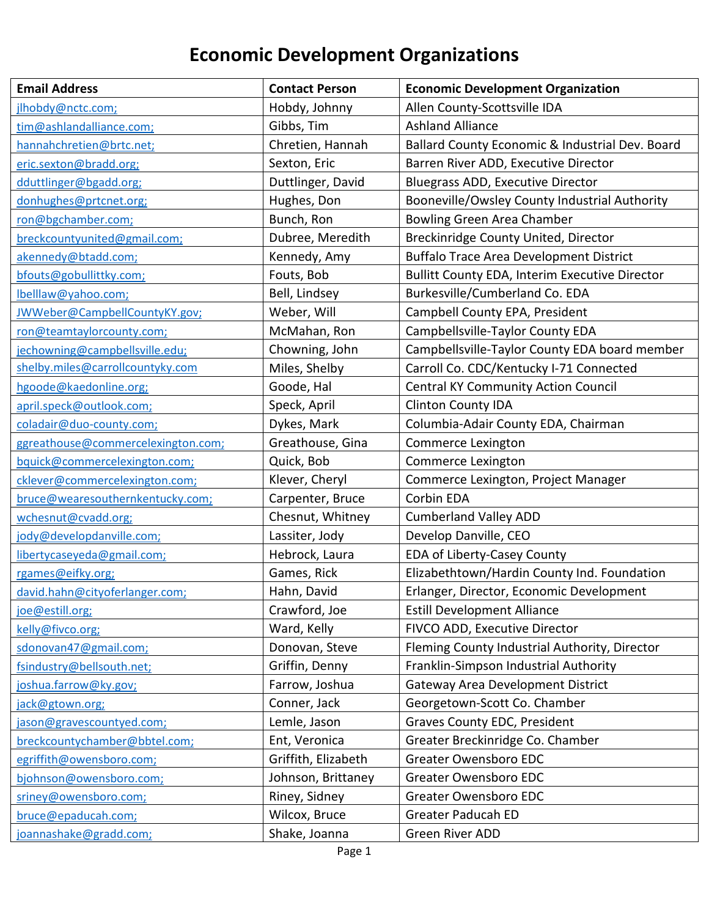# Economic Development Organizations

| Email Address | Contact Person | Economic Development Organization |
|---|---|---|
| jlhobdy@nctc.com; | Hobdy, Johnny | Allen County-Scottsville IDA |
| tim@ashlandalliance.com; | Gibbs, Tim | Ashland Alliance |
| hannahchretien@brtc.net; | Chretien, Hannah | Ballard County Economic & Industrial Dev. Board |
| eric.sexton@bradd.org; | Sexton, Eric | Barren River ADD, Executive Director |
| dduttlinger@bgadd.org; | Duttlinger, David | Bluegrass ADD, Executive Director |
| donhughes@prtcnet.org; | Hughes, Don | Booneville/Owsley County Industrial Authority |
| ron@bgchamber.com; | Bunch, Ron | Bowling Green Area Chamber |
| breckcountyunited@gmail.com; | Dubree, Meredith | Breckinridge County United, Director |
| akennedy@btadd.com; | Kennedy, Amy | Buffalo Trace Area Development District |
| bfouts@gobullittky.com; | Fouts, Bob | Bullitt County EDA, Interim Executive Director |
| lbelllaw@yahoo.com; | Bell, Lindsey | Burkesville/Cumberland Co. EDA |
| JWWeber@CampbellCountyKY.gov; | Weber, Will | Campbell County EPA, President |
| ron@teamtaylorcounty.com; | McMahan, Ron | Campbellsville-Taylor County EDA |
| jechowning@campbellsville.edu; | Chowning, John | Campbellsville-Taylor County EDA board member |
| shelby.miles@carrollcountyky.com | Miles, Shelby | Carroll Co. CDC/Kentucky I-71 Connected |
| hgoode@kaedonline.org; | Goode, Hal | Central KY Community Action Council |
| april.speck@outlook.com; | Speck, April | Clinton County IDA |
| coladair@duo-county.com; | Dykes, Mark | Columbia-Adair County EDA, Chairman |
| ggreathouse@commercelexington.com; | Greathouse, Gina | Commerce Lexington |
| bquick@commercelexington.com; | Quick, Bob | Commerce Lexington |
| cklever@commercelexington.com; | Klever, Cheryl | Commerce Lexington, Project Manager |
| bruce@wearesouthernkentucky.com; | Carpenter, Bruce | Corbin EDA |
| wchesnut@cvadd.org; | Chesnut, Whitney | Cumberland Valley ADD |
| jody@developdanville.com; | Lassiter, Jody | Develop Danville, CEO |
| libertycaseyeda@gmail.com; | Hebrock, Laura | EDA of Liberty-Casey County |
| rgames@eifky.org; | Games, Rick | Elizabethtown/Hardin County Ind. Foundation |
| david.hahn@cityoferlanger.com; | Hahn, David | Erlanger, Director, Economic Development |
| joe@estill.org; | Crawford, Joe | Estill Development Alliance |
| kelly@fivco.org; | Ward, Kelly | FIVCO ADD, Executive Director |
| sdonovan47@gmail.com; | Donovan, Steve | Fleming County Industrial Authority, Director |
| fsindustry@bellsouth.net; | Griffin, Denny | Franklin-Simpson Industrial Authority |
| joshua.farrow@ky.gov; | Farrow, Joshua | Gateway Area Development District |
| jack@gtown.org; | Conner, Jack | Georgetown-Scott Co. Chamber |
| jason@gravescountyed.com; | Lemle, Jason | Graves County EDC, President |
| breckcountychamber@bbtel.com; | Ent, Veronica | Greater Breckinridge Co. Chamber |
| egriffith@owensboro.com; | Griffith, Elizabeth | Greater Owensboro EDC |
| bjohnson@owensboro.com; | Johnson, Brittaney | Greater Owensboro EDC |
| sriney@owensboro.com; | Riney, Sidney | Greater Owensboro EDC |
| bruce@epaducah.com; | Wilcox, Bruce | Greater Paducah ED |
| joannashake@gradd.com; | Shake, Joanna | Green River ADD |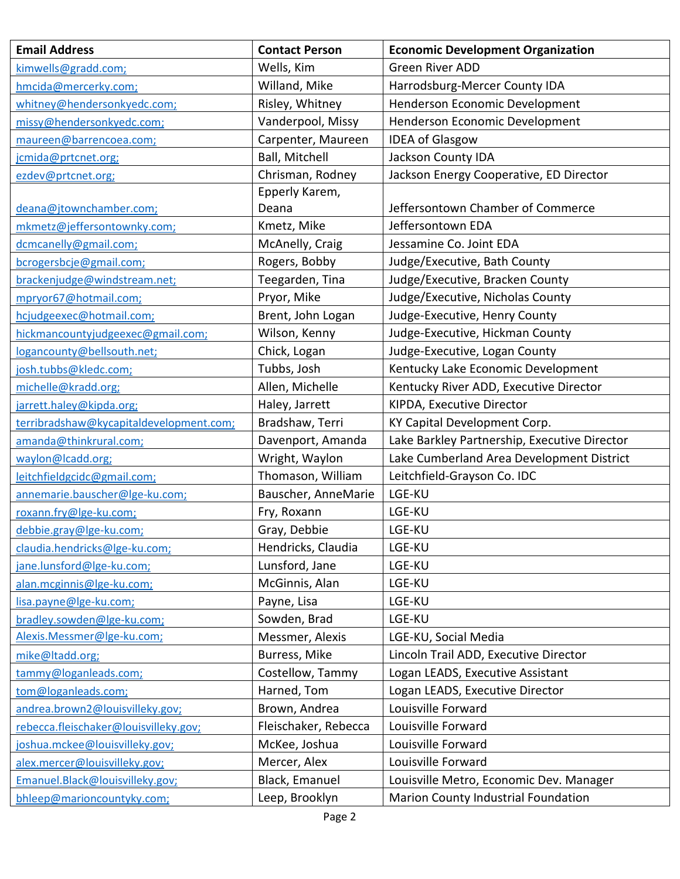| Email Address | Contact Person | Economic Development Organization |
|---|---|---|
| kimwells@gradd.com; | Wells, Kim | Green River ADD |
| hmcida@mercerky.com; | Willand, Mike | Harrodsburg-Mercer County IDA |
| whitney@hendersonkyedc.com; | Risley, Whitney | Henderson Economic Development |
| missy@hendersonkyedc.com; | Vanderpool, Missy | Henderson Economic Development |
| maureen@barrencoea.com; | Carpenter, Maureen | IDEA of Glasgow |
| jcmida@prtcnet.org; | Ball, Mitchell | Jackson County IDA |
| ezdev@prtcnet.org; | Chrisman, Rodney | Jackson Energy Cooperative, ED Director |
| deana@jtownchamber.com; | Epperly Karem, Deana | Jeffersontown Chamber of Commerce |
| mkmetz@jeffersontownky.com; | Kmetz, Mike | Jeffersontown EDA |
| dcmcanelly@gmail.com; | McAnelly, Craig | Jessamine Co. Joint EDA |
| bcrogersbcje@gmail.com; | Rogers, Bobby | Judge/Executive, Bath County |
| brackenjudge@windstream.net; | Teegarden, Tina | Judge/Executive, Bracken County |
| mpryor67@hotmail.com; | Pryor, Mike | Judge/Executive, Nicholas County |
| hcjudgeexec@hotmail.com; | Brent, John Logan | Judge-Executive, Henry County |
| hickmancountyjudgeexec@gmail.com; | Wilson, Kenny | Judge-Executive, Hickman County |
| logancounty@bellsouth.net; | Chick, Logan | Judge-Executive, Logan County |
| josh.tubbs@kledc.com; | Tubbs, Josh | Kentucky Lake Economic Development |
| michelle@kradd.org; | Allen, Michelle | Kentucky River ADD, Executive Director |
| jarrett.haley@kipda.org; | Haley, Jarrett | KIPDA, Executive Director |
| terribradshaw@kycapitaldevelopment.com; | Bradshaw, Terri | KY Capital Development Corp. |
| amanda@thinkrural.com; | Davenport, Amanda | Lake Barkley Partnership, Executive Director |
| waylon@lcadd.org; | Wright, Waylon | Lake Cumberland Area Development District |
| leitchfieldgcidc@gmail.com; | Thomason, William | Leitchfield-Grayson Co. IDC |
| annemarie.bauscher@lge-ku.com; | Bauscher, AnneMarie | LGE-KU |
| roxann.fry@lge-ku.com; | Fry, Roxann | LGE-KU |
| debbie.gray@lge-ku.com; | Gray, Debbie | LGE-KU |
| claudia.hendricks@lge-ku.com; | Hendricks, Claudia | LGE-KU |
| jane.lunsford@lge-ku.com; | Lunsford, Jane | LGE-KU |
| alan.mcginnis@lge-ku.com; | McGinnis, Alan | LGE-KU |
| lisa.payne@lge-ku.com; | Payne, Lisa | LGE-KU |
| bradley.sowden@lge-ku.com; | Sowden, Brad | LGE-KU |
| Alexis.Messmer@lge-ku.com; | Messmer, Alexis | LGE-KU, Social Media |
| mike@ltadd.org; | Burress, Mike | Lincoln Trail ADD, Executive Director |
| tammy@loganleads.com; | Costellow, Tammy | Logan LEADS, Executive Assistant |
| tom@loganleads.com; | Harned, Tom | Logan LEADS, Executive Director |
| andrea.brown2@louisvilleky.gov; | Brown, Andrea | Louisville Forward |
| rebecca.fleischaker@louisvilleky.gov; | Fleischaker, Rebecca | Louisville Forward |
| joshua.mckee@louisvilleky.gov; | McKee, Joshua | Louisville Forward |
| alex.mercer@louisvilleky.gov; | Mercer, Alex | Louisville Forward |
| Emanuel.Black@louisvilleky.gov; | Black, Emanuel | Louisville Metro, Economic Dev. Manager |
| bhleep@marioncountyky.com; | Leep, Brooklyn | Marion County Industrial Foundation |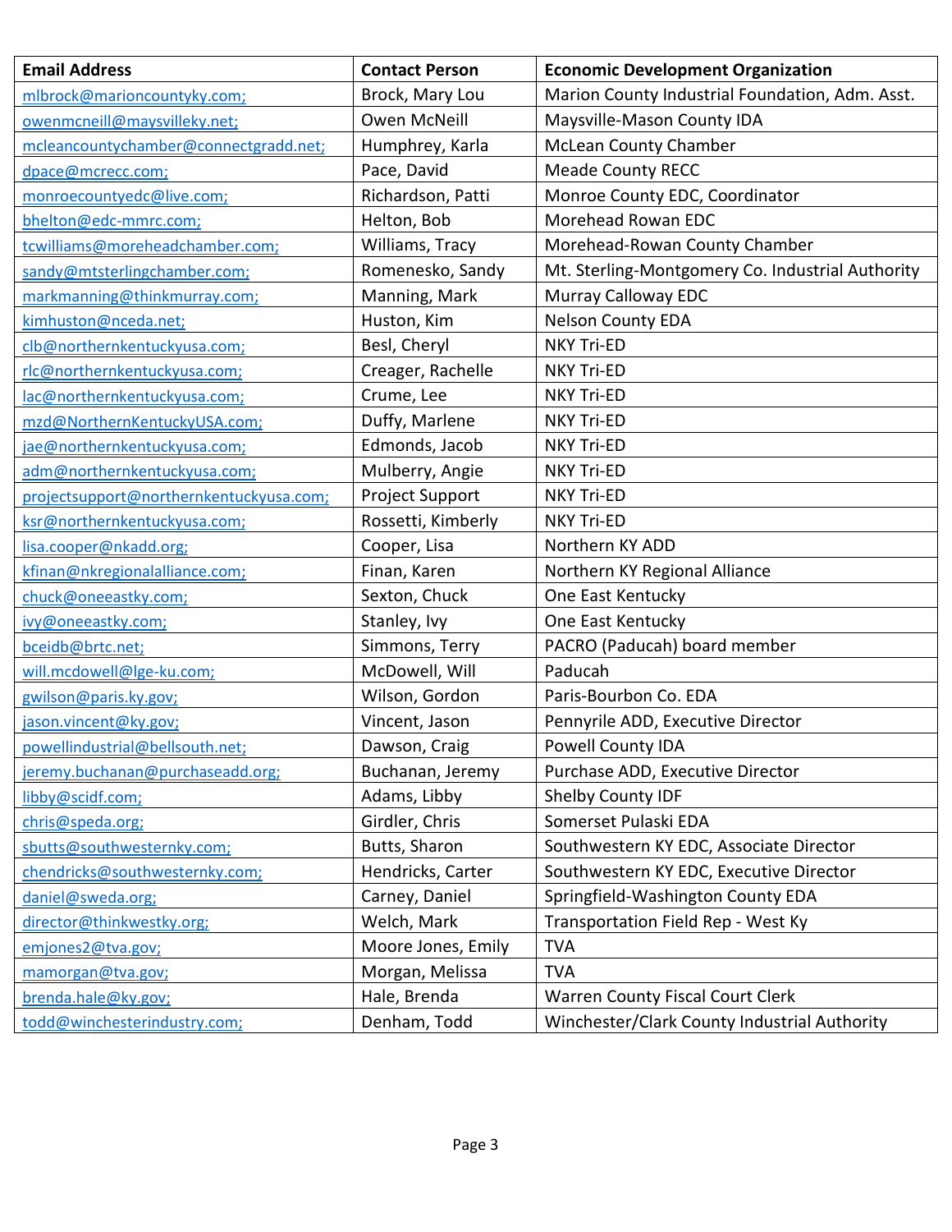| Email Address | Contact Person | Economic Development Organization |
|---|---|---|
| mlbrock@marioncountyky.com; | Brock, Mary Lou | Marion County Industrial Foundation, Adm. Asst. |
| owenmcneill@maysvilleky.net; | Owen McNeill | Maysville-Mason County IDA |
| mcleancountychamber@connectgradd.net; | Humphrey, Karla | McLean County Chamber |
| dpace@mcrecc.com; | Pace, David | Meade County RECC |
| monroecountyedc@live.com; | Richardson, Patti | Monroe County EDC, Coordinator |
| bhelton@edc-mmrc.com; | Helton, Bob | Morehead Rowan EDC |
| tcwilliams@moreheadchamber.com; | Williams, Tracy | Morehead-Rowan County Chamber |
| sandy@mtsterlingchamber.com; | Romenesko, Sandy | Mt. Sterling-Montgomery Co. Industrial Authority |
| markmanning@thinkmurray.com; | Manning, Mark | Murray Calloway EDC |
| kimhuston@nceda.net; | Huston, Kim | Nelson County EDA |
| clb@northernkentuckyusa.com; | Besl, Cheryl | NKY Tri-ED |
| rlc@northernkentuckyusa.com; | Creager, Rachelle | NKY Tri-ED |
| lac@northernkentuckyusa.com; | Crume, Lee | NKY Tri-ED |
| mzd@NorthernKentuckyUSA.com; | Duffy, Marlene | NKY Tri-ED |
| jae@northernkentuckyusa.com; | Edmonds, Jacob | NKY Tri-ED |
| adm@northernkentuckyusa.com; | Mulberry, Angie | NKY Tri-ED |
| projectsupport@northernkentuckyusa.com; | Project Support | NKY Tri-ED |
| ksr@northernkentuckyusa.com; | Rossetti, Kimberly | NKY Tri-ED |
| lisa.cooper@nkadd.org; | Cooper, Lisa | Northern KY ADD |
| kfinan@nkregionalalliance.com; | Finan, Karen | Northern KY Regional Alliance |
| chuck@oneeastky.com; | Sexton, Chuck | One East Kentucky |
| ivy@oneeastky.com; | Stanley, Ivy | One East Kentucky |
| bceidb@brtc.net; | Simmons, Terry | PACRO (Paducah) board member |
| will.mcdowell@lge-ku.com; | McDowell, Will | Paducah |
| gwilson@paris.ky.gov; | Wilson, Gordon | Paris-Bourbon Co. EDA |
| jason.vincent@ky.gov; | Vincent, Jason | Pennyrile ADD, Executive Director |
| powellindustrial@bellsouth.net; | Dawson, Craig | Powell County IDA |
| jeremy.buchanan@purchaseadd.org; | Buchanan, Jeremy | Purchase ADD, Executive Director |
| libby@scidf.com; | Adams, Libby | Shelby County IDF |
| chris@speda.org; | Girdler, Chris | Somerset Pulaski EDA |
| sbutts@southwesternky.com; | Butts, Sharon | Southwestern KY EDC, Associate Director |
| chendricks@southwesternky.com; | Hendricks, Carter | Southwestern KY EDC, Executive Director |
| daniel@sweda.org; | Carney, Daniel | Springfield-Washington County EDA |
| director@thinkwestky.org; | Welch, Mark | Transportation Field Rep - West Ky |
| emjones2@tva.gov; | Moore Jones, Emily | TVA |
| mamorgan@tva.gov; | Morgan, Melissa | TVA |
| brenda.hale@ky.gov; | Hale, Brenda | Warren County Fiscal Court Clerk |
| todd@winchesterindustry.com; | Denham, Todd | Winchester/Clark County Industrial Authority |